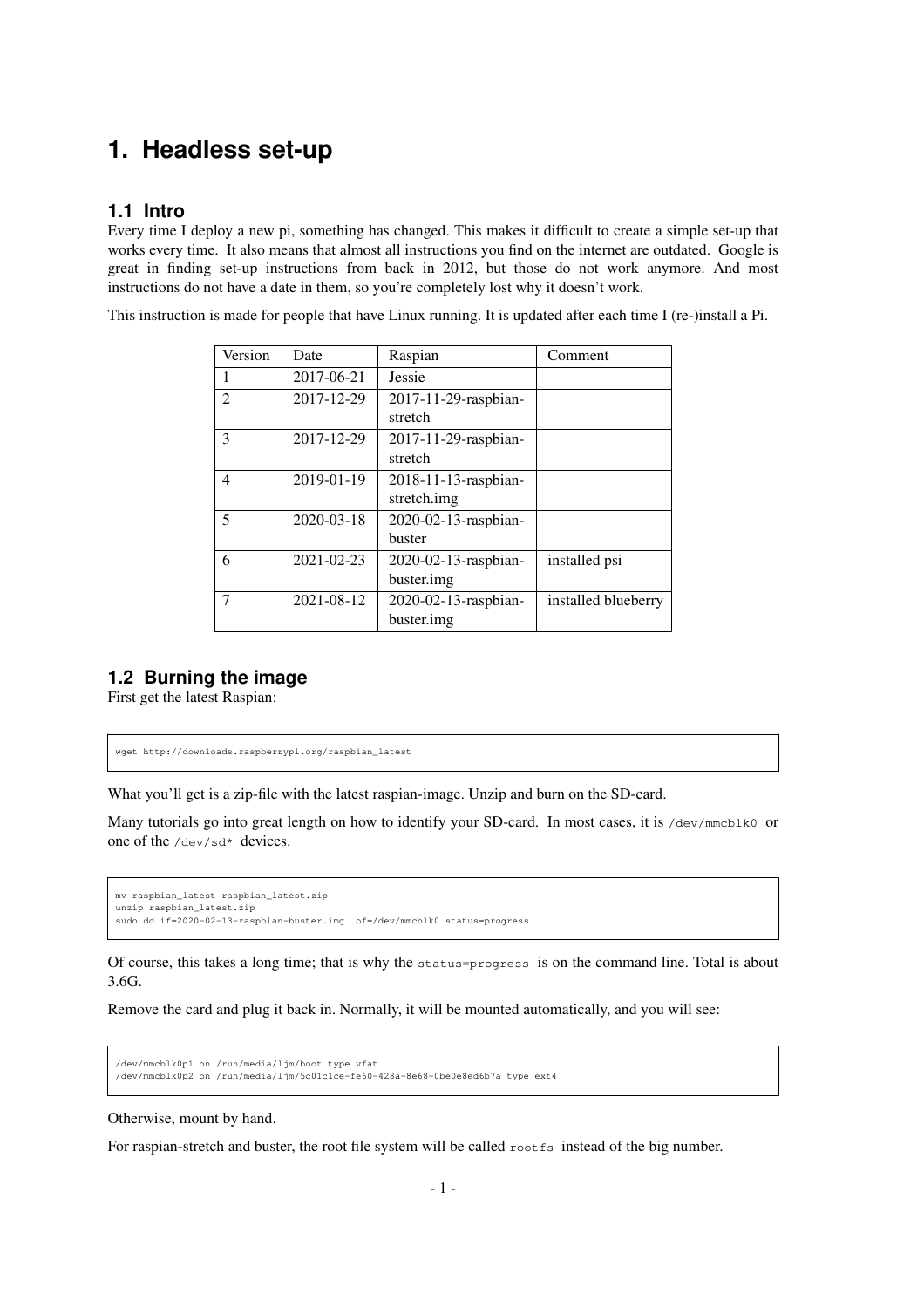# 1. Headless set-up

## 1.1 Intro

Every time I deploy a new pi, something has changed. This makes it difficult to create a simple set-up that works every time. It also means that almost all instructions you find on the internet are outdated. Google is great in finding set-up instructions from back in 2012, but those do not work anymore. And most instructions do not have a date in them, so you're completely lost why it doesn't work.

This instruction is made for people that have Linux running. It is updated after each time I (re-)install a Pi.

| Version | Date | Raspian | Comment |
| --- | --- | --- | --- |
| 1 | 2017-06-21 | Jessie | |
| 2 | 2017-12-29 | 2017-11-29-raspbian-stretch | |
| 3 | 2017-12-29 | 2017-11-29-raspbian-stretch | |
| 4 | 2019-01-19 | 2018-11-13-raspbian-stretch.img | |
| 5 | 2020-03-18 | 2020-02-13-raspbian-buster | |
| 6 | 2021-02-23 | 2020-02-13-raspbian-buster.img | installed psi |
| 7 | 2021-08-12 | 2020-02-13-raspbian-buster.img | installed blueberry |

## 1.2 Burning the image

First get the latest Raspian:

```
wget http://downloads.raspberrypi.org/raspbian_latest
```

What you'll get is a zip-file with the latest raspian-image. Unzip and burn on the SD-card.

Many tutorials go into great length on how to identify your SD-card. In most cases, it is `/dev/mmcblk0` or one of the `/dev/sd*` devices.

```
mv raspbian_latest raspbian_latest.zip
unzip raspbian_latest.zip
sudo dd if=2020-02-13-raspbian-buster.img  of=/dev/mmcblk0 status=progress
```

Of course, this takes a long time; that is why the `status=progress` is on the command line. Total is about 3.6G.

Remove the card and plug it back in. Normally, it will be mounted automatically, and you will see:

```
/dev/mmcblk0p1 on /run/media/ljm/boot type vfat
/dev/mmcblk0p2 on /run/media/ljm/5c01c1ce-fe60-428a-8e68-0be0e8ed6b7a type ext4
```

Otherwise, mount by hand.

For raspian-stretch and buster, the root file system will be called `rootfs` instead of the big number.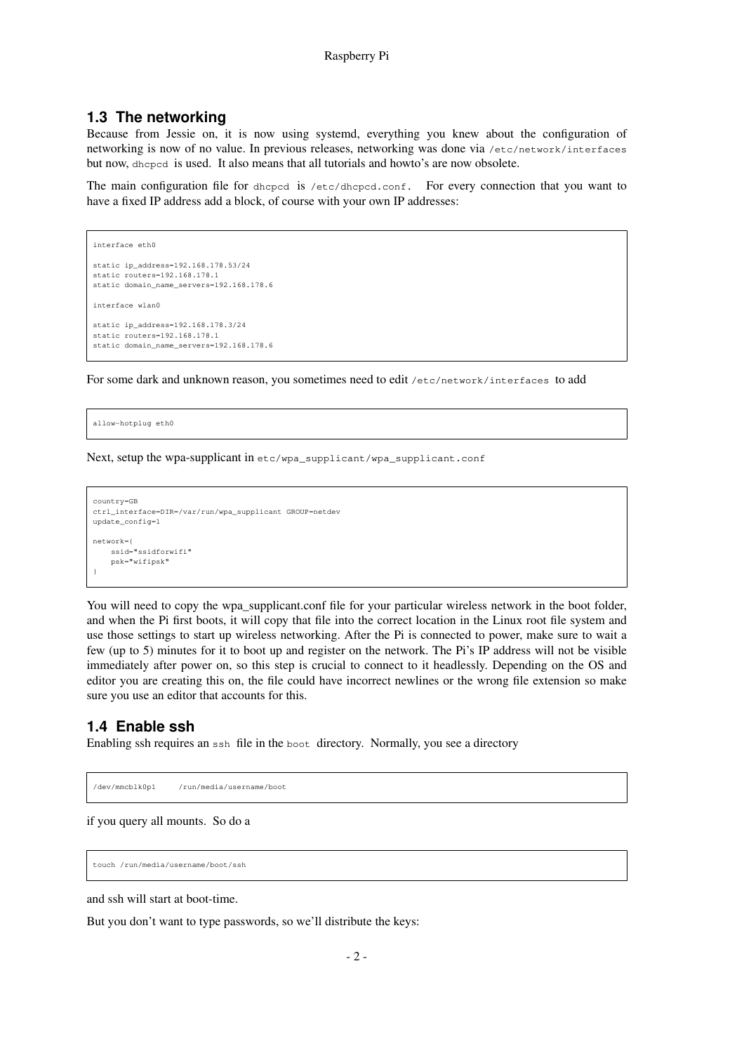## 1.3 The networking

Because from Jessie on, it is now using systemd, everything you knew about the configuration of networking is now of no value. In previous releases, networking was done via `/etc/network/interfaces` but now, `dhcpcd` is used. It also means that all tutorials and howto's are now obsolete.

The main configuration file for `dhcpcd` is `/etc/dhcpcd.conf`. For every connection that you want to have a fixed IP address add a block, of course with your own IP addresses:

```
interface eth0

static ip_address=192.168.178.53/24
static routers=192.168.178.1
static domain_name_servers=192.168.178.6

interface wlan0

static ip_address=192.168.178.3/24
static routers=192.168.178.1
static domain_name_servers=192.168.178.6
```

For some dark and unknown reason, you sometimes need to edit `/etc/network/interfaces` to add

```
allow-hotplug eth0
```

Next, setup the wpa-supplicant in `etc/wpa_supplicant/wpa_supplicant.conf`

```
country=GB
ctrl_interface=DIR=/var/run/wpa_supplicant GROUP=netdev
update_config=1

network={
    ssid="ssidforwifi"
    psk="wifipsk"
}
```

You will need to copy the wpa_supplicant.conf file for your particular wireless network in the boot folder, and when the Pi first boots, it will copy that file into the correct location in the Linux root file system and use those settings to start up wireless networking. After the Pi is connected to power, make sure to wait a few (up to 5) minutes for it to boot up and register on the network. The Pi's IP address will not be visible immediately after power on, so this step is crucial to connect to it headlessly. Depending on the OS and editor you are creating this on, the file could have incorrect newlines or the wrong file extension so make sure you use an editor that accounts for this.

## 1.4 Enable ssh

Enabling ssh requires an `ssh` file in the `boot` directory. Normally, you see a directory

```
/dev/mmcblk0p1     /run/media/username/boot
```

if you query all mounts. So do a

```
touch /run/media/username/boot/ssh
```

and ssh will start at boot-time.

But you don't want to type passwords, so we'll distribute the keys: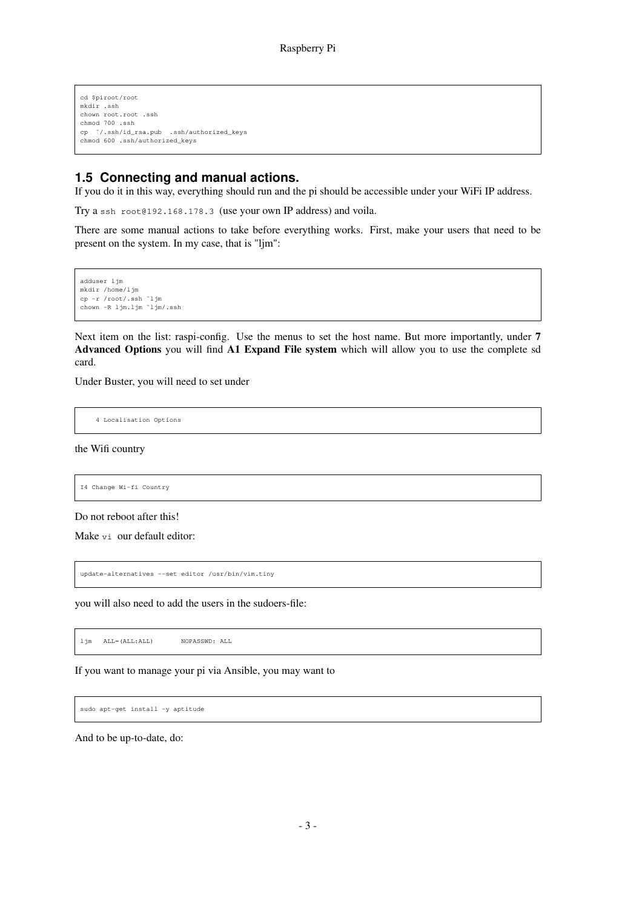```
cd $piroot/root
mkdir .ssh
chown root.root .ssh
chmod 700 .ssh
cp  ~/.ssh/id_rsa.pub  .ssh/authorized_keys
chmod 600 .ssh/authorized_keys
```

## 1.5 Connecting and manual actions.

If you do it in this way, everything should run and the pi should be accessible under your WiFi IP address.

Try a `ssh root@192.168.178.3` (use your own IP address) and voila.

There are some manual actions to take before everything works. First, make your users that need to be present on the system. In my case, that is "ljm":

```
adduser ljm
mkdir /home/ljm
cp -r /root/.ssh ~ljm
chown -R ljm.ljm ~ljm/.ssh
```

Next item on the list: raspi-config. Use the menus to set the host name. But more importantly, under **7 Advanced Options** you will find **A1 Expand File system** which will allow you to use the complete sd card.

Under Buster, you will need to set under

```
    4 Localisation Options
```

the Wifi country

```
I4 Change Wi-fi Country
```

Do not reboot after this!

Make `vi` our default editor:

```
update-alternatives --set editor /usr/bin/vim.tiny
```

you will also need to add the users in the sudoers-file:

```
ljm   ALL=(ALL:ALL)       NOPASSWD: ALL
```

If you want to manage your pi via Ansible, you may want to

```
sudo apt-get install -y aptitude
```

And to be up-to-date, do: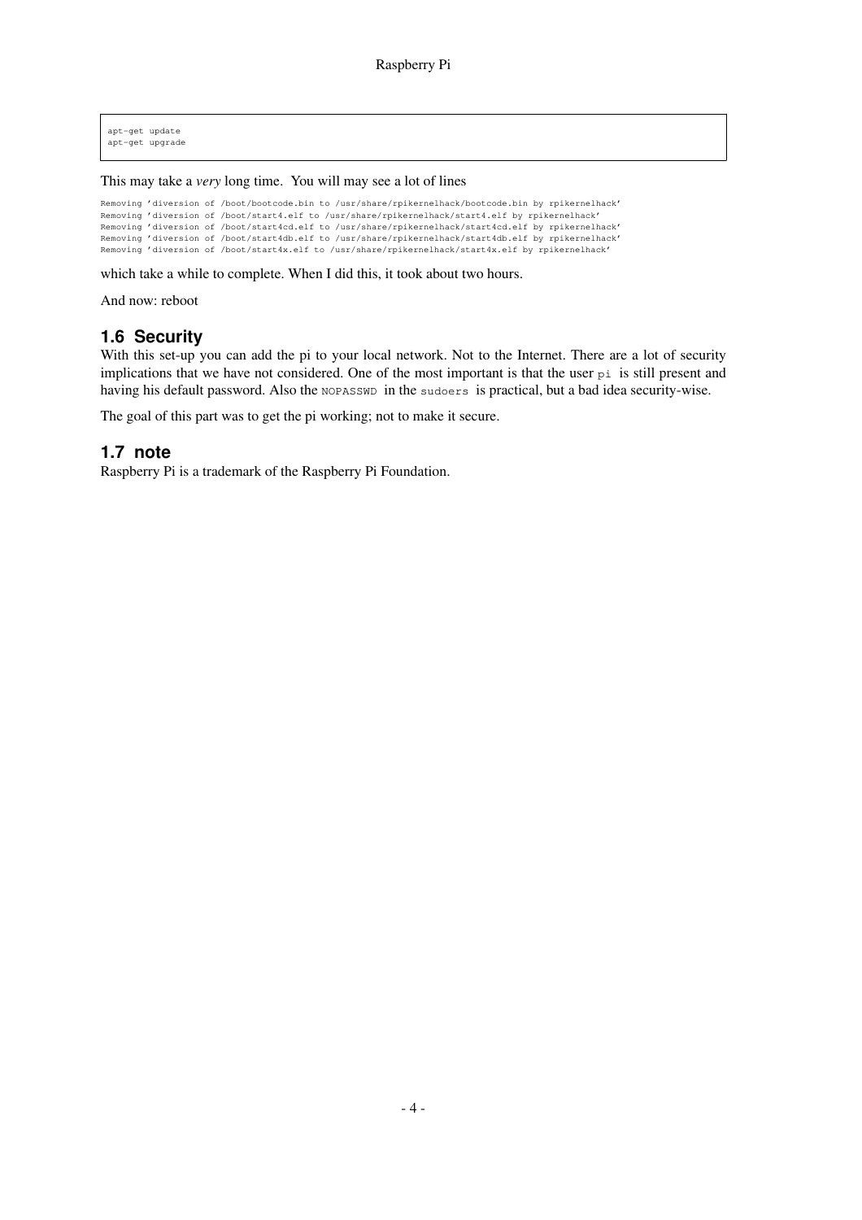```
apt-get update
apt-get upgrade
```

This may take a *very* long time. You will may see a lot of lines

```
Removing 'diversion of /boot/bootcode.bin to /usr/share/rpikernelhack/bootcode.bin by rpikernelhack'
Removing 'diversion of /boot/start4.elf to /usr/share/rpikernelhack/start4.elf by rpikernelhack'
Removing 'diversion of /boot/start4cd.elf to /usr/share/rpikernelhack/start4cd.elf by rpikernelhack'
Removing 'diversion of /boot/start4db.elf to /usr/share/rpikernelhack/start4db.elf by rpikernelhack'
Removing 'diversion of /boot/start4x.elf to /usr/share/rpikernelhack/start4x.elf by rpikernelhack'
```

which take a while to complete. When I did this, it took about two hours.

And now: reboot

## 1.6 Security

With this set-up you can add the pi to your local network. Not to the Internet. There are a lot of security implications that we have not considered. One of the most important is that the user `pi` is still present and having his default password. Also the `NOPASSWD` in the `sudoers` is practical, but a bad idea security-wise.

The goal of this part was to get the pi working; not to make it secure.

## 1.7 note

Raspberry Pi is a trademark of the Raspberry Pi Foundation.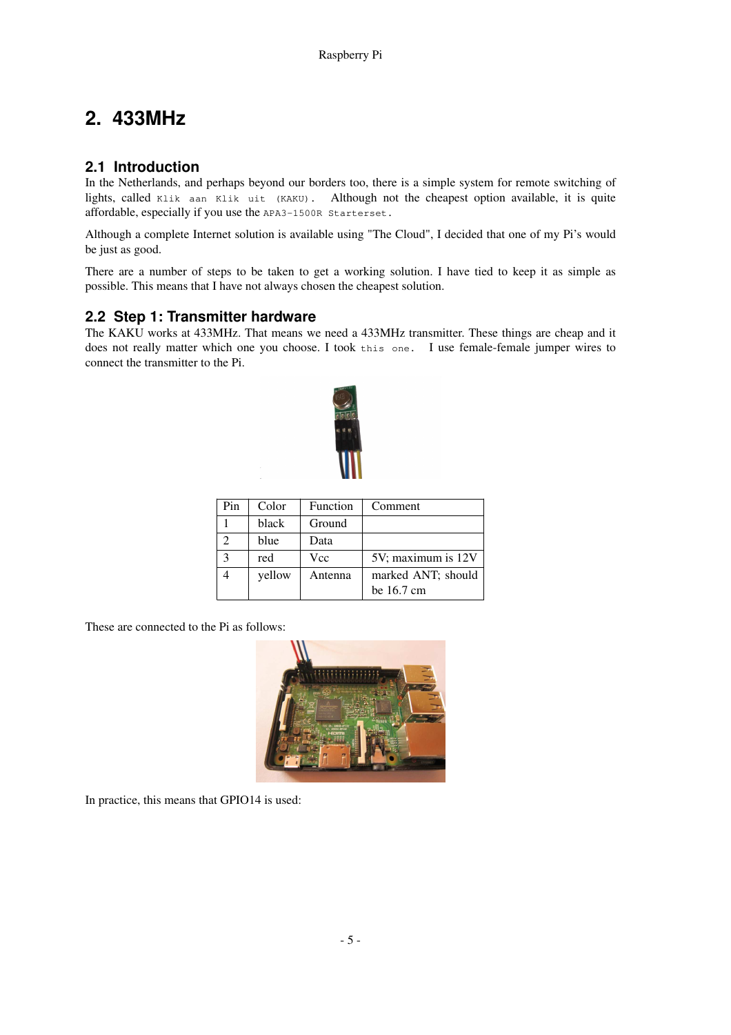# 2. 433MHz

## 2.1 Introduction

In the Netherlands, and perhaps beyond our borders too, there is a simple system for remote switching of lights, called `Klik aan Klik uit (KAKU)`. Although not the cheapest option available, it is quite affordable, especially if you use the `APA3-1500R Starterset`.

Although a complete Internet solution is available using "The Cloud", I decided that one of my Pi's would be just as good.

There are a number of steps to be taken to get a working solution. I have tied to keep it as simple as possible. This means that I have not always chosen the cheapest solution.

## 2.2 Step 1: Transmitter hardware

The KAKU works at 433MHz. That means we need a 433MHz transmitter. These things are cheap and it does not really matter which one you choose. I took `this one`. I use female-female jumper wires to connect the transmitter to the Pi.

| Pin | Color | Function | Comment |
|---|---|---|---|
| 1 | black | Ground | |
| 2 | blue | Data | |
| 3 | red | Vcc | 5V; maximum is 12V |
| 4 | yellow | Antenna | marked ANT; should be 16.7 cm |

These are connected to the Pi as follows:

In practice, this means that GPIO14 is used: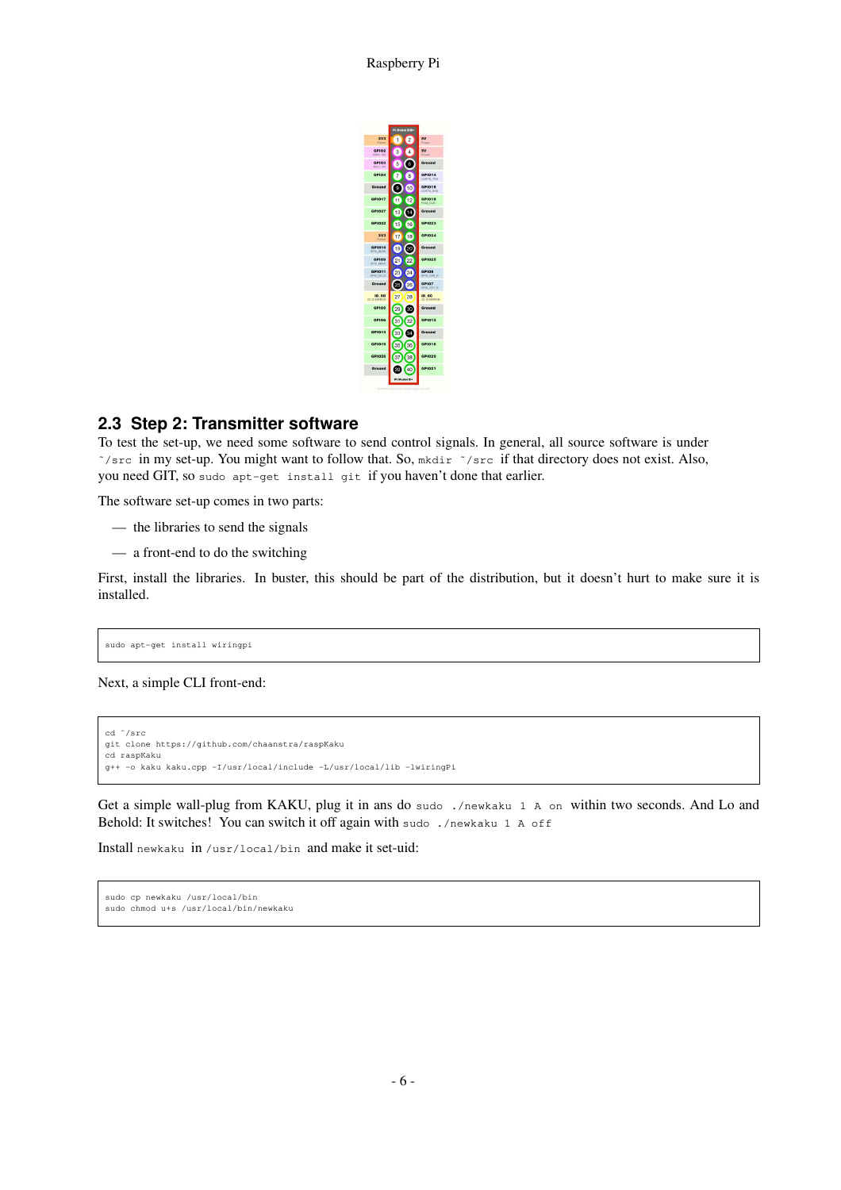## 2.3 Step 2: Transmitter software

To test the set-up, we need some software to send control signals. In general, all source software is under `~/src` in my set-up. You might want to follow that. So, `mkdir ~/src` if that directory does not exist. Also, you need GIT, so `sudo apt-get install git` if you haven't done that earlier.

The software set-up comes in two parts:

— the libraries to send the signals

— a front-end to do the switching

First, install the libraries. In buster, this should be part of the distribution, but it doesn't hurt to make sure it is installed.

```
sudo apt-get install wiringpi
```

Next, a simple CLI front-end:

```
cd ~/src
git clone https://github.com/chaanstra/raspKaku
cd raspKaku
g++ -o kaku kaku.cpp -I/usr/local/include -L/usr/local/lib -lwiringPi
```

Get a simple wall-plug from KAKU, plug it in ans do `sudo ./newkaku 1 A on` within two seconds. And Lo and Behold: It switches! You can switch it off again with `sudo ./newkaku 1 A off`

Install `newkaku` in `/usr/local/bin` and make it set-uid:

```
sudo cp newkaku /usr/local/bin
sudo chmod u+s /usr/local/bin/newkaku
```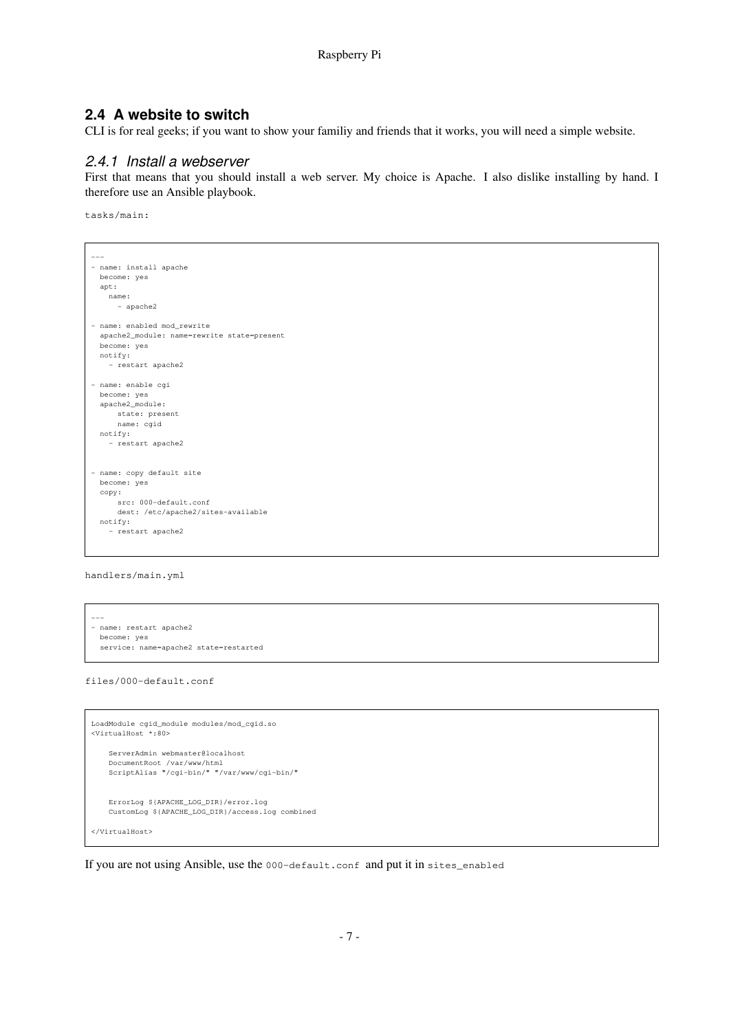## 2.4 A website to switch

CLI is for real geeks; if you want to show your familiy and friends that it works, you will need a simple website.

### *2.4.1 Install a webserver*

First that means that you should install a web server. My choice is Apache. I also dislike installing by hand. I therefore use an Ansible playbook.

`tasks/main:`

```
---
- name: install apache
  become: yes
  apt:
    name:
      - apache2

- name: enabled mod_rewrite
  apache2_module: name=rewrite state=present
  become: yes
  notify:
    - restart apache2

- name: enable cgi
  become: yes
  apache2_module:
      state: present
      name: cgid
  notify:
    - restart apache2


- name: copy default site
  become: yes
  copy:
      src: 000-default.conf
      dest: /etc/apache2/sites-available
  notify:
    - restart apache2
```

`handlers/main.yml`

```
---
- name: restart apache2
  become: yes
  service: name=apache2 state=restarted
```

`files/000-default.conf`

```
LoadModule cgid_module modules/mod_cgid.so
<VirtualHost *:80>

    ServerAdmin webmaster@localhost
    DocumentRoot /var/www/html
    ScriptAlias "/cgi-bin/" "/var/www/cgi-bin/"


    ErrorLog ${APACHE_LOG_DIR}/error.log
    CustomLog ${APACHE_LOG_DIR}/access.log combined

</VirtualHost>
```

If you are not using Ansible, use the `000-default.conf` and put it in `sites_enabled`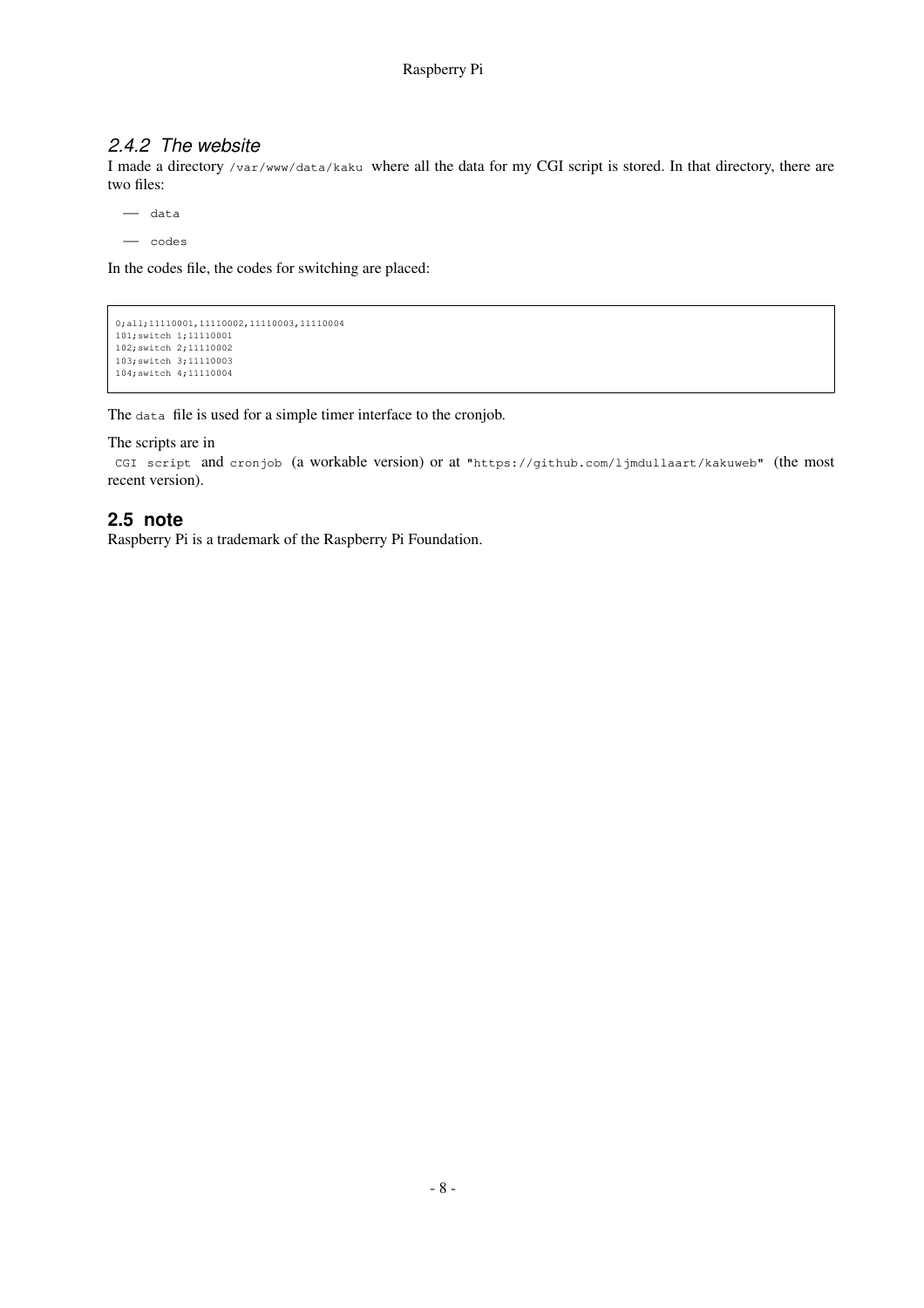### *2.4.2 The website*

I made a directory `/var/www/data/kaku` where all the data for my CGI script is stored. In that directory, there are two files:

- `data`
- `codes`

In the codes file, the codes for switching are placed:

```
0;all;11110001,11110002,11110003,11110004
101;switch 1;11110001
102;switch 2;11110002
103;switch 3;11110003
104;switch 4;11110004
```

The `data` file is used for a simple timer interface to the cronjob.

The scripts are in

`CGI script` and `cronjob` (a workable version) or at `"https://github.com/ljmdullaart/kakuweb"` (the most recent version).

## 2.5 note

Raspberry Pi is a trademark of the Raspberry Pi Foundation.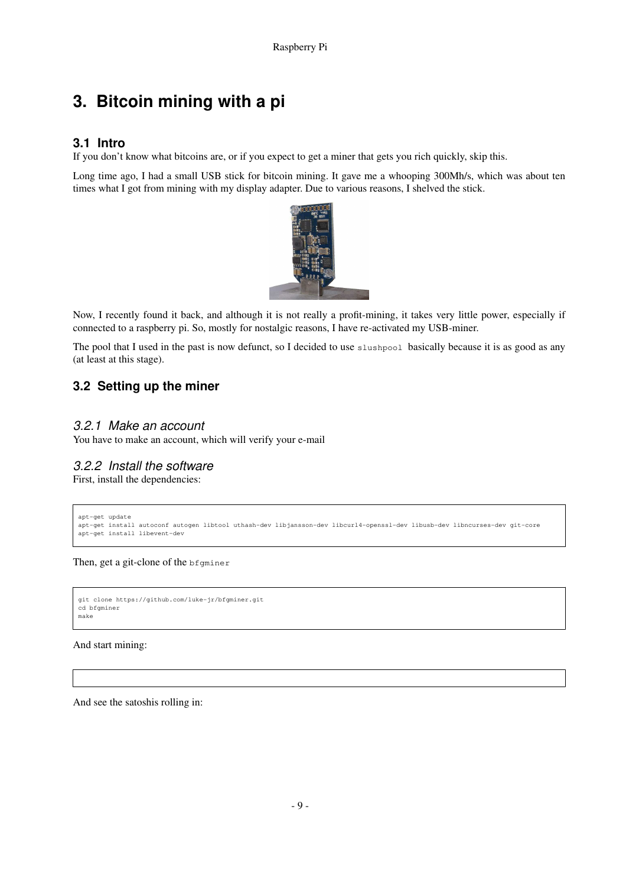# 3. Bitcoin mining with a pi

## 3.1 Intro

If you don't know what bitcoins are, or if you expect to get a miner that gets you rich quickly, skip this.

Long time ago, I had a small USB stick for bitcoin mining. It gave me a whooping 300Mh/s, which was about ten times what I got from mining with my display adapter. Due to various reasons, I shelved the stick.

Now, I recently found it back, and although it is not really a profit-mining, it takes very little power, especially if connected to a raspberry pi. So, mostly for nostalgic reasons, I have re-activated my USB-miner.

The pool that I used in the past is now defunct, so I decided to use `slushpool` basically because it is as good as any (at least at this stage).

## 3.2 Setting up the miner

### *3.2.1 Make an account*

You have to make an account, which will verify your e-mail

### *3.2.2 Install the software*

First, install the dependencies:

```
apt-get update
apt-get install autoconf autogen libtool uthash-dev libjansson-dev libcurl4-openssl-dev libusb-dev libncurses-dev git-core
apt-get install libevent-dev
```

Then, get a git-clone of the `bfgminer`

```
git clone https://github.com/luke-jr/bfgminer.git
cd bfgminer
make
```

And start mining:

```

```

And see the satoshis rolling in: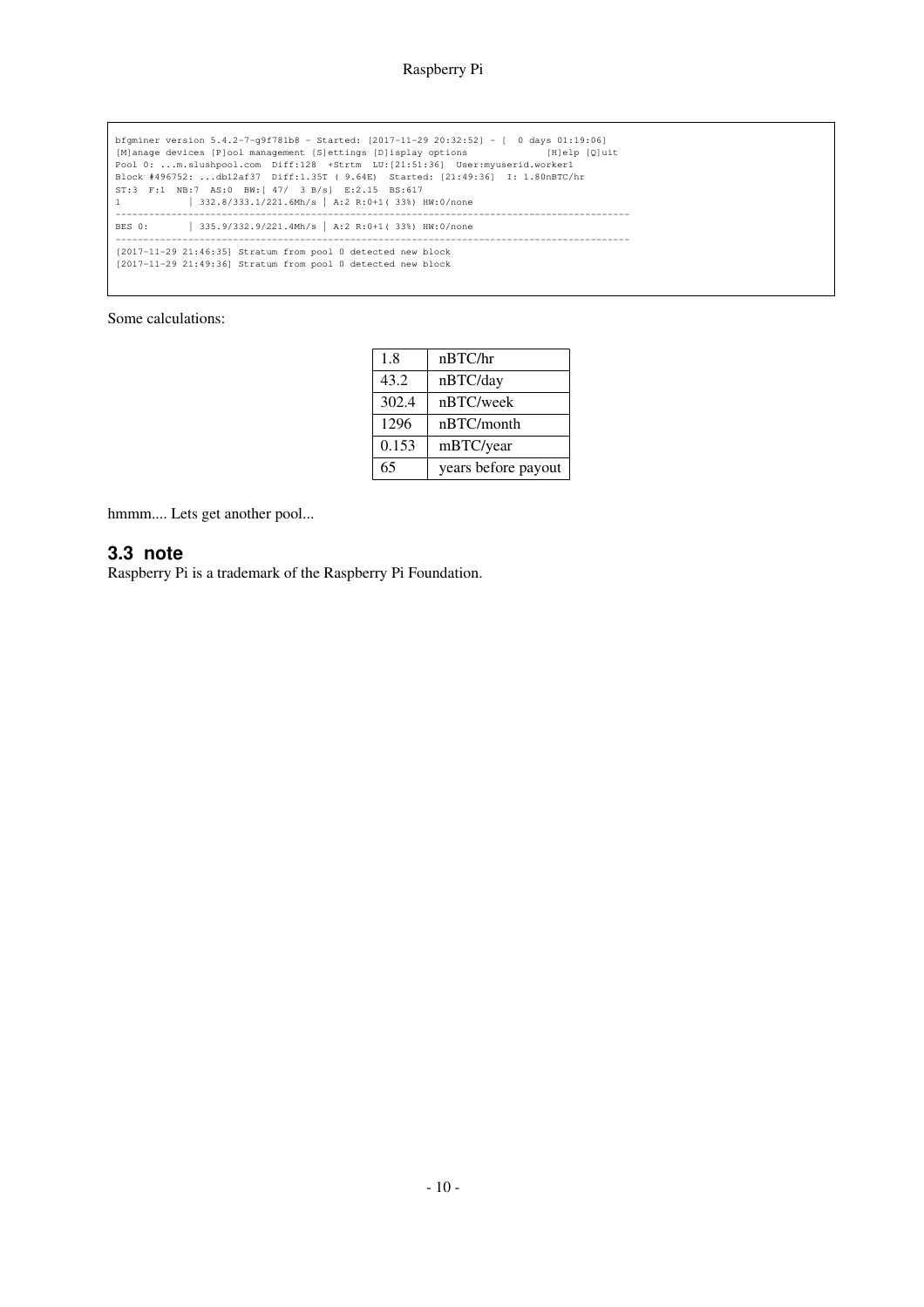```
bfgminer version 5.4.2-7-g9f781b8 - Started: [2017-11-29 20:32:52] - [  0 days 01:19:06]
[M]anage devices [P]ool management [S]ettings [D]isplay options              [H]elp [Q]uit
Pool 0: ...m.slushpool.com  Diff:128  +Strtm  LU:[21:51:36]  User:myuserid.worker1
Block #496752: ...db12af37  Diff:1.35T ( 9.64E)  Started: [21:49:36]  I: 1.80nBTC/hr
ST:3  F:1  NB:7  AS:0  BW:[ 47/  3 B/s]  E:2.15  BS:617
1           | 332.8/333.1/221.6Mh/s | A:2 R:0+1( 33%) HW:0/none
------------------------------------------------------------------------------------------
BES 0:      | 335.9/332.9/221.4Mh/s | A:2 R:0+1( 33%) HW:0/none
------------------------------------------------------------------------------------------
[2017-11-29 21:46:35] Stratum from pool 0 detected new block
[2017-11-29 21:49:36] Stratum from pool 0 detected new block
```

Some calculations:

| | |
|---|---|
| 1.8 | nBTC/hr |
| 43.2 | nBTC/day |
| 302.4 | nBTC/week |
| 1296 | nBTC/month |
| 0.153 | mBTC/year |
| 65 | years before payout |

hmmm.... Lets get another pool...

### 3.3 note

Raspberry Pi is a trademark of the Raspberry Pi Foundation.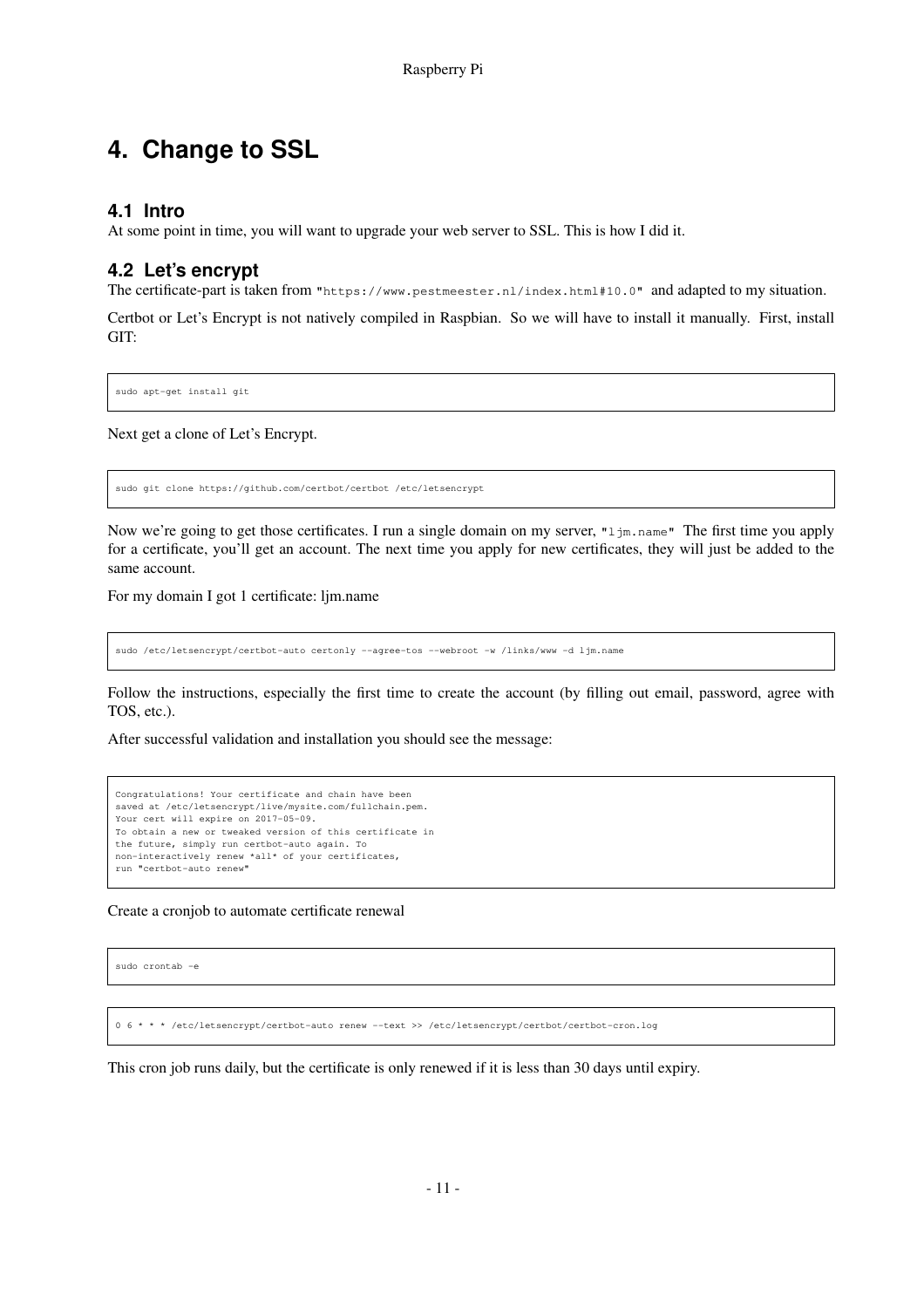# 4. Change to SSL

## 4.1 Intro

At some point in time, you will want to upgrade your web server to SSL. This is how I did it.

## 4.2 Let's encrypt

The certificate-part is taken from `"https://www.pestmeester.nl/index.html#10.0"` and adapted to my situation.

Certbot or Let's Encrypt is not natively compiled in Raspbian. So we will have to install it manually. First, install GIT:

```
sudo apt-get install git
```

Next get a clone of Let's Encrypt.

```
sudo git clone https://github.com/certbot/certbot /etc/letsencrypt
```

Now we're going to get those certificates. I run a single domain on my server, `"ljm.name"` The first time you apply for a certificate, you'll get an account. The next time you apply for new certificates, they will just be added to the same account.

For my domain I got 1 certificate: ljm.name

```
sudo /etc/letsencrypt/certbot-auto certonly --agree-tos --webroot -w /links/www -d ljm.name
```

Follow the instructions, especially the first time to create the account (by filling out email, password, agree with TOS, etc.).

After successful validation and installation you should see the message:

```
Congratulations! Your certificate and chain have been
saved at /etc/letsencrypt/live/mysite.com/fullchain.pem.
Your cert will expire on 2017-05-09.
To obtain a new or tweaked version of this certificate in
the future, simply run certbot-auto again. To
non-interactively renew *all* of your certificates,
run "certbot-auto renew"
```

Create a cronjob to automate certificate renewal

```
sudo crontab -e
```

```
0 6 * * * /etc/letsencrypt/certbot-auto renew --text >> /etc/letsencrypt/certbot/certbot-cron.log
```

This cron job runs daily, but the certificate is only renewed if it is less than 30 days until expiry.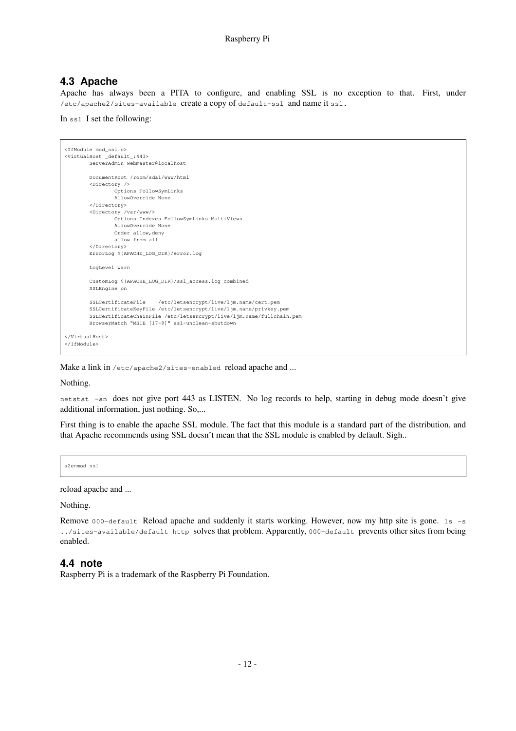## 4.3 Apache

Apache has always been a PITA to configure, and enabling SSL is no exception to that. First, under `/etc/apache2/sites-available` create a copy of `default-ssl` and name it `ssl`.

In `ssl` I set the following:

```
<IfModule mod_ssl.c>
<VirtualHost _default_:443>
        ServerAdmin webmaster@localhost

        DocumentRoot /room/sda1/www/html
        <Directory />
                Options FollowSymLinks
                AllowOverride None
        </Directory>
        <Directory /var/www/>
                Options Indexes FollowSymLinks MultiViews
                AllowOverride None
                Order allow,deny
                allow from all
        </Directory>
        ErrorLog ${APACHE_LOG_DIR}/error.log

        LogLevel warn

        CustomLog ${APACHE_LOG_DIR}/ssl_access.log combined
        SSLEngine on

        SSLCertificateFile    /etc/letsencrypt/live/ljm.name/cert.pem
        SSLCertificateKeyFile /etc/letsencrypt/live/ljm.name/privkey.pem
        SSLCertificateChainFile /etc/letsencrypt/live/ljm.name/fullchain.pem
        BrowserMatch "MSIE [17-9]" ssl-unclean-shutdown

</VirtualHost>
</IfModule>
```

Make a link in `/etc/apache2/sites-enabled` reload apache and ...

Nothing.

`netstat -an` does not give port 443 as LISTEN. No log records to help, starting in debug mode doesn't give additional information, just nothing. So,...

First thing is to enable the apache SSL module. The fact that this module is a standard part of the distribution, and that Apache recommends using SSL doesn't mean that the SSL module is enabled by default. Sigh..

```
a2enmod ssl
```

reload apache and ...

Nothing.

Remove `000-default` Reload apache and suddenly it starts working. However, now my http site is gone. `ls -s ../sites-available/default http` solves that problem. Apparently, `000-default` prevents other sites from being enabled.

## 4.4 note

Raspberry Pi is a trademark of the Raspberry Pi Foundation.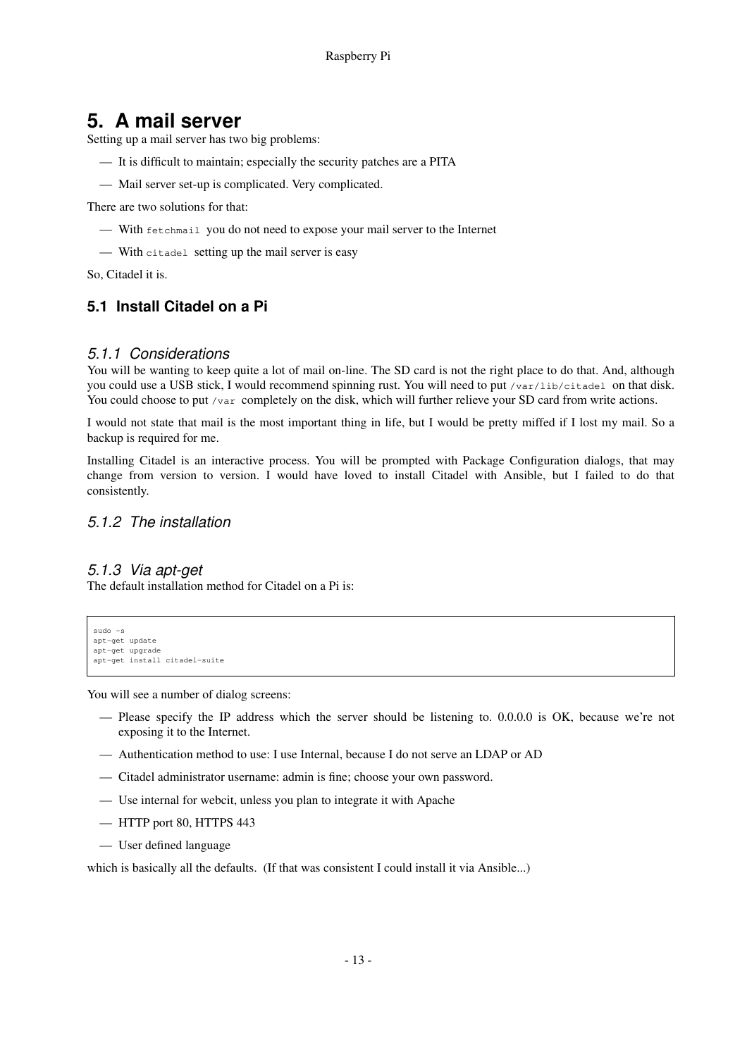# 5. A mail server

Setting up a mail server has two big problems:

- It is difficult to maintain; especially the security patches are a PITA
- Mail server set-up is complicated. Very complicated.

There are two solutions for that:

- With `fetchmail` you do not need to expose your mail server to the Internet
- With `citadel` setting up the mail server is easy

So, Citadel it is.

## 5.1 Install Citadel on a Pi

### 5.1.1 Considerations

You will be wanting to keep quite a lot of mail on-line. The SD card is not the right place to do that. And, although you could use a USB stick, I would recommend spinning rust. You will need to put `/var/lib/citadel` on that disk. You could choose to put `/var` completely on the disk, which will further relieve your SD card from write actions.

I would not state that mail is the most important thing in life, but I would be pretty miffed if I lost my mail. So a backup is required for me.

Installing Citadel is an interactive process. You will be prompted with Package Configuration dialogs, that may change from version to version. I would have loved to install Citadel with Ansible, but I failed to do that consistently.

### 5.1.2 The installation

### 5.1.3 Via apt-get

The default installation method for Citadel on a Pi is:

```
sudo -s
apt-get update
apt-get upgrade
apt-get install citadel-suite
```

You will see a number of dialog screens:

- Please specify the IP address which the server should be listening to. 0.0.0.0 is OK, because we're not exposing it to the Internet.
- Authentication method to use: I use Internal, because I do not serve an LDAP or AD
- Citadel administrator username: admin is fine; choose your own password.
- Use internal for webcit, unless you plan to integrate it with Apache
- HTTP port 80, HTTPS 443
- User defined language

which is basically all the defaults. (If that was consistent I could install it via Ansible...)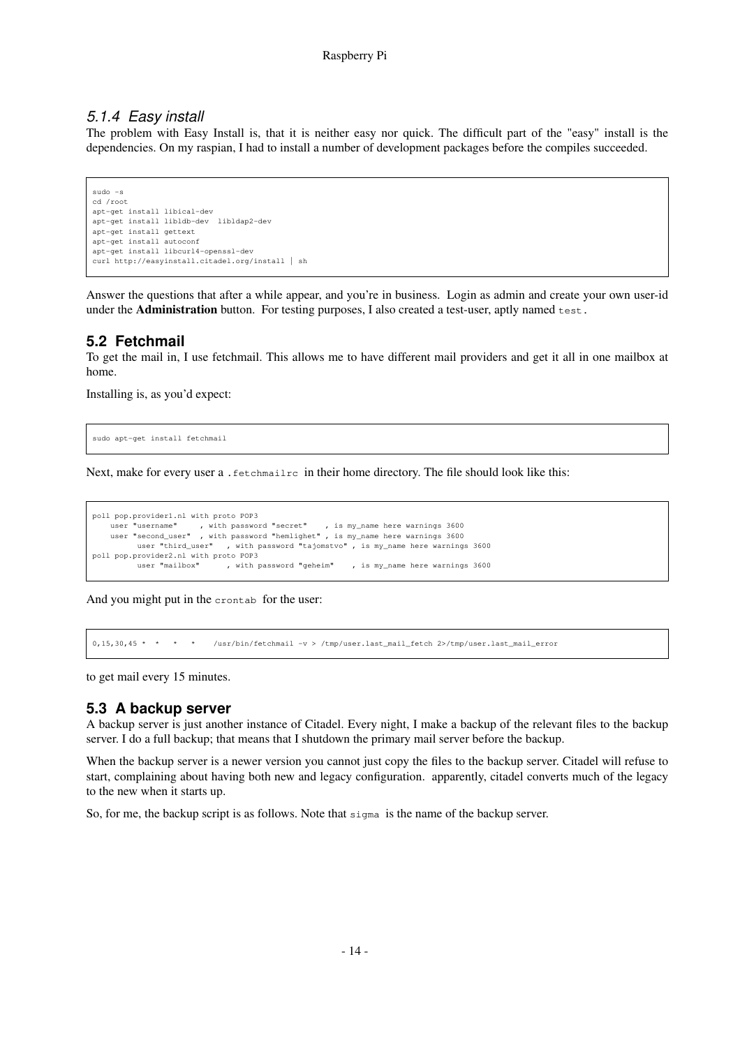### 5.1.4 *Easy install*

The problem with Easy Install is, that it is neither easy nor quick. The difficult part of the "easy" install is the dependencies. On my raspian, I had to install a number of development packages before the compiles succeeded.

```
sudo -s
cd /root
apt-get install libical-dev
apt-get install libldb-dev  libldap2-dev
apt-get install gettext
apt-get install autoconf
apt-get install libcurl4-openssl-dev
curl http://easyinstall.citadel.org/install | sh
```

Answer the questions that after a while appear, and you're in business. Login as admin and create your own user-id under the **Administration** button. For testing purposes, I also created a test-user, aptly named `test`.

## 5.2 Fetchmail

To get the mail in, I use fetchmail. This allows me to have different mail providers and get it all in one mailbox at home.

Installing is, as you'd expect:

```
sudo apt-get install fetchmail
```

Next, make for every user a `.fetchmailrc` in their home directory. The file should look like this:

```
poll pop.provider1.nl with proto POP3
    user "username"     , with password "secret"    , is my_name here warnings 3600
    user "second_user"  , with password "hemlighet" , is my_name here warnings 3600
          user "third_user"   , with password "tajomstvo" , is my_name here warnings 3600
poll pop.provider2.nl with proto POP3
          user "mailbox"      , with password "geheim"    , is my_name here warnings 3600
```

And you might put in the `crontab` for the user:

```
0,15,30,45 *  *   *   *    /usr/bin/fetchmail -v > /tmp/user.last_mail_fetch 2>/tmp/user.last_mail_error
```

to get mail every 15 minutes.

## 5.3 A backup server

A backup server is just another instance of Citadel. Every night, I make a backup of the relevant files to the backup server. I do a full backup; that means that I shutdown the primary mail server before the backup.

When the backup server is a newer version you cannot just copy the files to the backup server. Citadel will refuse to start, complaining about having both new and legacy configuration. apparently, citadel converts much of the legacy to the new when it starts up.

So, for me, the backup script is as follows. Note that `sigma` is the name of the backup server.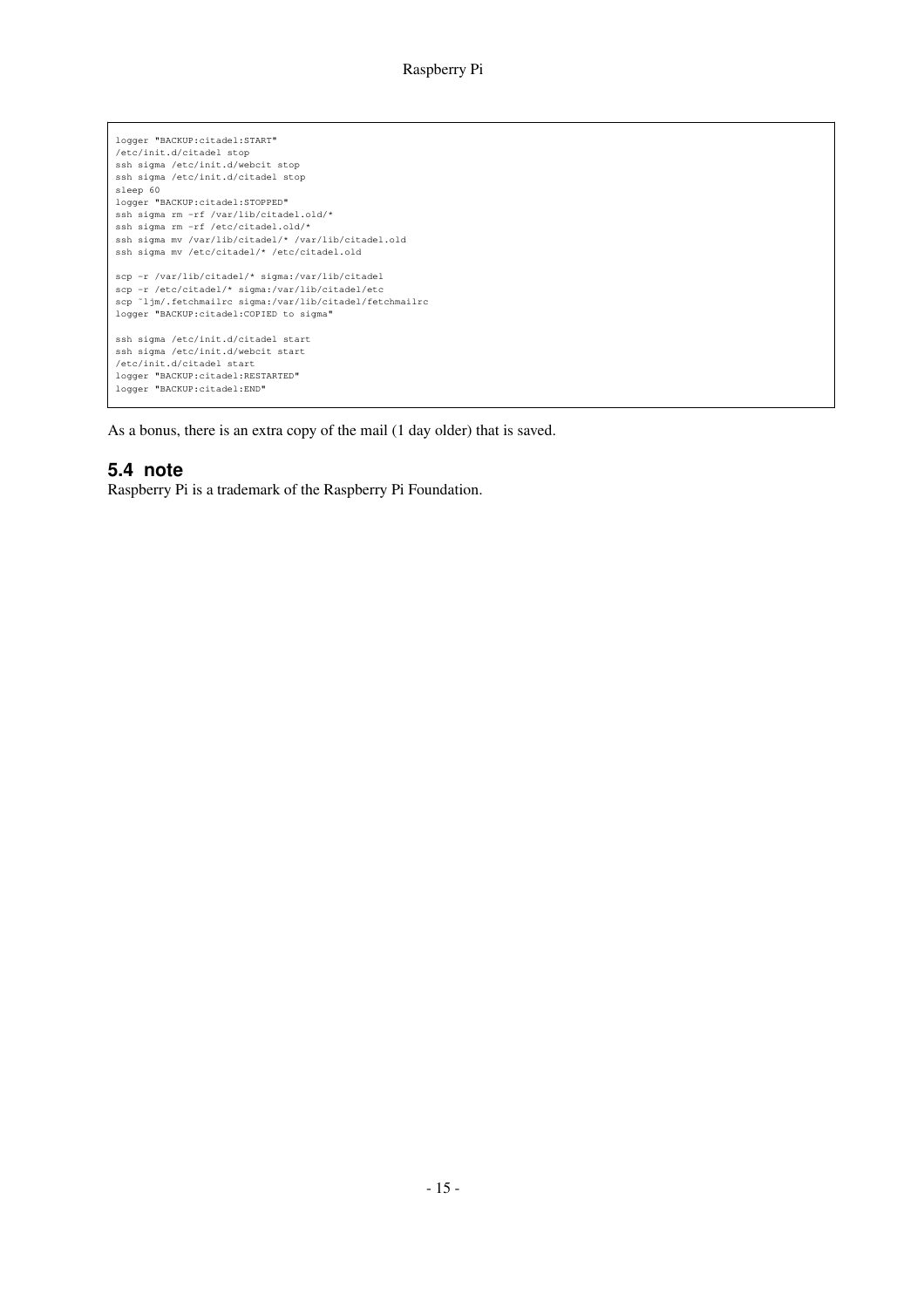```
logger "BACKUP:citadel:START"
/etc/init.d/citadel stop
ssh sigma /etc/init.d/webcit stop
ssh sigma /etc/init.d/citadel stop
sleep 60
logger "BACKUP:citadel:STOPPED"
ssh sigma rm -rf /var/lib/citadel.old/*
ssh sigma rm -rf /etc/citadel.old/*
ssh sigma mv /var/lib/citadel/* /var/lib/citadel.old
ssh sigma mv /etc/citadel/* /etc/citadel.old

scp -r /var/lib/citadel/* sigma:/var/lib/citadel
scp -r /etc/citadel/* sigma:/var/lib/citadel/etc
scp ~ljm/.fetchmailrc sigma:/var/lib/citadel/fetchmailrc
logger "BACKUP:citadel:COPIED to sigma"

ssh sigma /etc/init.d/citadel start
ssh sigma /etc/init.d/webcit start
/etc/init.d/citadel start
logger "BACKUP:citadel:RESTARTED"
logger "BACKUP:citadel:END"
```

As a bonus, there is an extra copy of the mail (1 day older) that is saved.

## 5.4 note

Raspberry Pi is a trademark of the Raspberry Pi Foundation.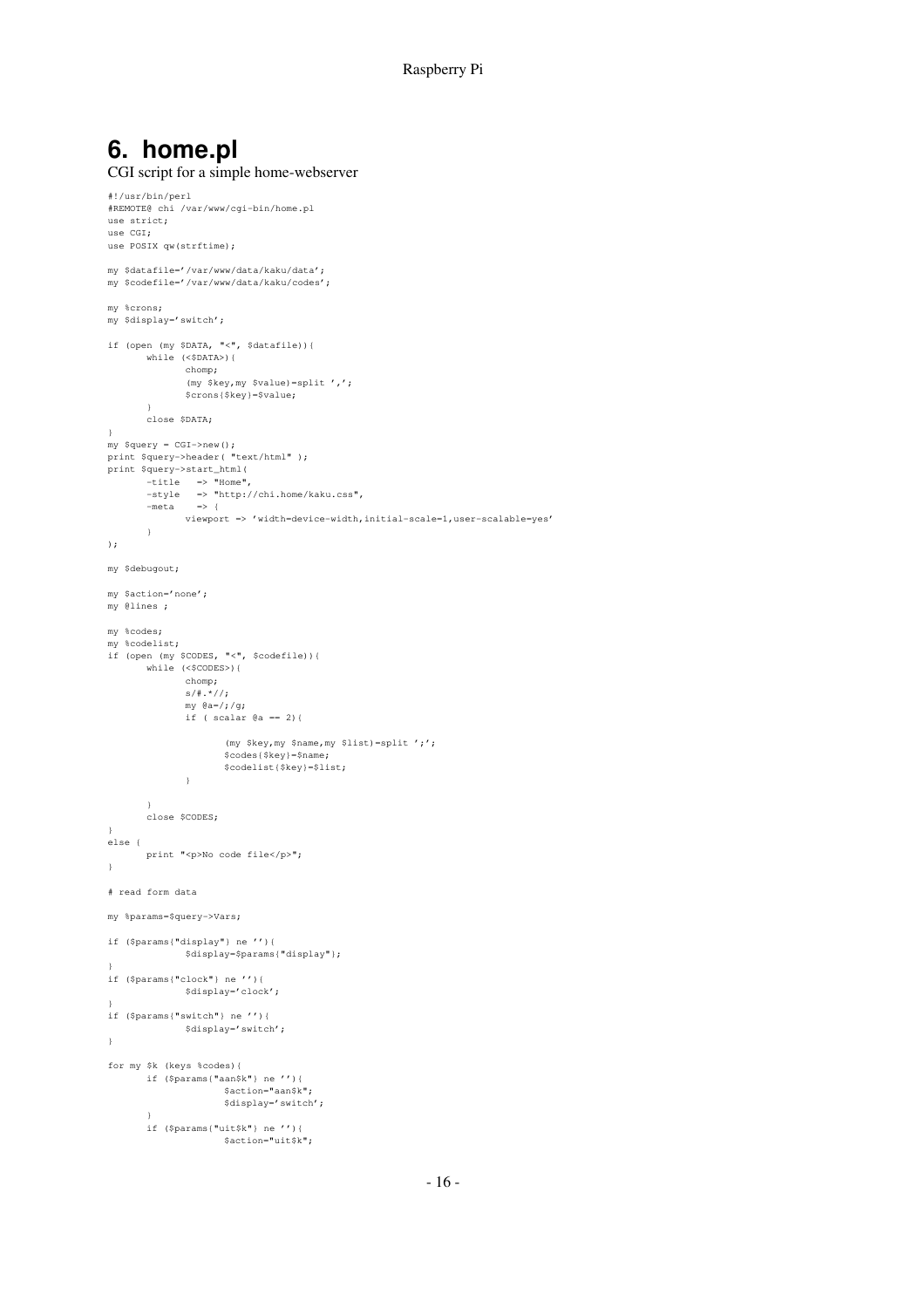# 6. home.pl

CGI script for a simple home-webserver

```
#!/usr/bin/perl
#REMOTE@ chi /var/www/cgi-bin/home.pl
use strict;
use CGI;
use POSIX qw(strftime);

my $datafile='/var/www/data/kaku/data';
my $codefile='/var/www/data/kaku/codes';

my %crons;
my $display='switch';

if (open (my $DATA, "<", $datafile)){
       while (<$DATA>){
              chomp;
              (my $key,my $value)=split ',';
              $crons{$key}=$value;
       }
       close $DATA;
}
my $query = CGI->new();
print $query->header( "text/html" );
print $query->start_html(
       -title   => "Home",
       -style   => "http://chi.home/kaku.css",
       -meta    => {
              viewport => 'width=device-width,initial-scale=1,user-scalable=yes'
       }
);

my $debugout;

my $action='none';
my @lines ;

my %codes;
my %codelist;
if (open (my $CODES, "<", $codefile)){
       while (<$CODES>){
              chomp;
              s/#.*//;
              my @a=/;/g;
              if ( scalar @a == 2){

                     (my $key,my $name,my $list)=split ';';
                     $codes{$key}=$name;
                     $codelist{$key}=$list;
              }

       }
       close $CODES;
}
else {
       print "<p>No code file</p>";
}

# read form data

my %params=$query->Vars;

if ($params{"display"} ne ''){
              $display=$params{"display"};
}
if ($params{"clock"} ne ''){
              $display='clock';
}
if ($params{"switch"} ne ''){
              $display='switch';
}

for my $k (keys %codes){
       if ($params{"aan$k"} ne ''){
                     $action="aan$k";
                     $display='switch';
       }
       if ($params{"uit$k"} ne ''){
                     $action="uit$k";
```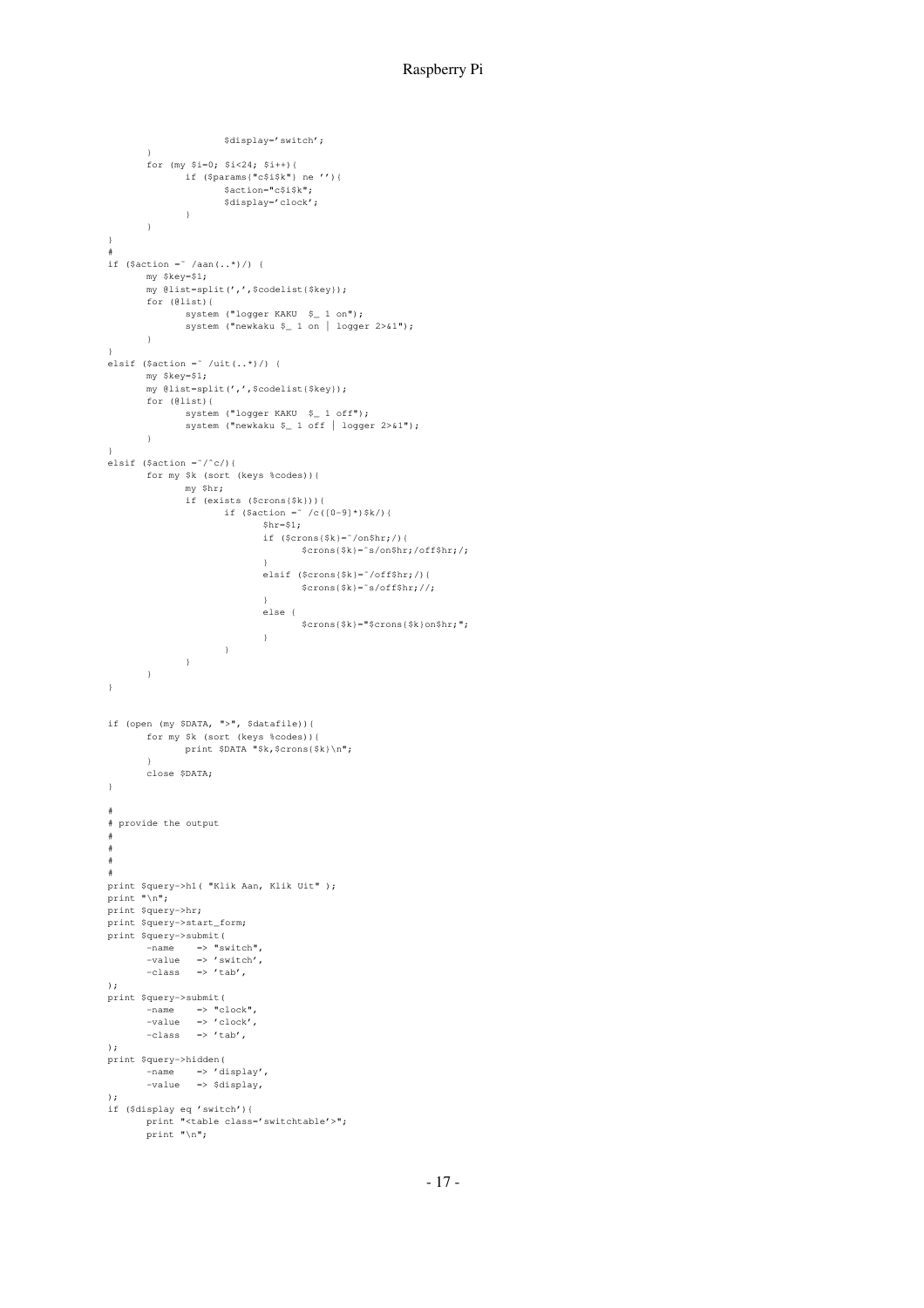```
                $display='switch';
        }
        for (my $i=0; $i<24; $i++){
                if ($params{"c$i$k"} ne ''){
                        $action="c$i$k";
                        $display='clock';
                }
        }
}
#
if ($action =~ /aan(..*)/) {
        my $key=$1;
        my @list=split(',',$codelist{$key});
        for (@list){
                system ("logger KAKU  $_ 1 on");
                system ("newkaku $_ 1 on | logger 2>&1");
        }
}
elsif ($action =~ /uit(..*)/) {
        my $key=$1;
        my @list=split(',',$codelist{$key});
        for (@list){
                system ("logger KAKU  $_ 1 off");
                system ("newkaku $_ 1 off | logger 2>&1");
        }
}
elsif ($action =~/^c/){
        for my $k (sort (keys %codes)){
                my $hr;
                if (exists ($crons{$k})){
                        if ($action =~ /c([0-9]*)$k/){
                                $hr=$1;
                                if ($crons{$k}=~/on$hr;/){
                                        $crons{$k}=~s/on$hr;/off$hr;/;
                                }
                                elsif ($crons{$k}=~/off$hr;/){
                                        $crons{$k}=~s/off$hr;//;
                                }
                                else {
                                        $crons{$k}="$crons{$k}on$hr;";
                                }
                        }
                }
        }
}


if (open (my $DATA, ">", $datafile)){
        for my $k (sort (keys %codes)){
                print $DATA "$k,$crons{$k}\n";
        }
        close $DATA;
}

#
# provide the output
#
#
#
#
print $query->h1( "Klik Aan, Klik Uit" );
print "\n";
print $query->hr;
print $query->start_form;
print $query->submit(
        -name    => "switch",
        -value   => 'switch',
        -class   => 'tab',
);
print $query->submit(
        -name    => "clock",
        -value   => 'clock',
        -class   => 'tab',
);
print $query->hidden(
        -name    => 'display',
        -value   => $display,
);
if ($display eq 'switch'){
        print "<table class='switchtable'>";
        print "\n";
```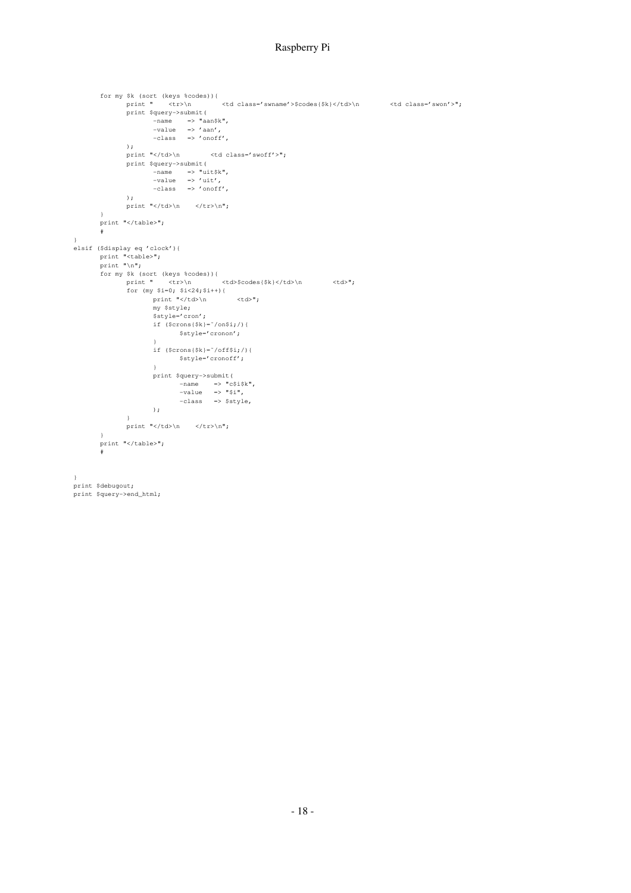```
	for my $k (sort (keys %codes)){
		print "    <tr>\n        <td class='swname'>$codes{$k}</td>\n        <td class='swon'>";
		print $query->submit(
			-name    => "aan$k",
			-value   => 'aan',
			-class   => 'onoff',
		);
		print "</td>\n        <td class='swoff'>";
		print $query->submit(
			-name    => "uit$k",
			-value   => 'uit',
			-class   => 'onoff',
		);
		print "</td>\n    </tr>\n";
	}
	print "</table>";
	#
}
elsif ($display eq 'clock'){
	print "<table>";
	print "\n";
	for my $k (sort (keys %codes)){
		print "    <tr>\n        <td>$codes{$k}</td>\n        <td>";
		for (my $i=0; $i<24;$i++){
			print "</td>\n        <td>";
			my $style;
			$style='cron';
			if ($crons{$k}=~/on$i;/){
				$style='cronon';
			}
			if ($crons{$k}=~/off$i;/){
				$style='cronoff';
			}
			print $query->submit(
				-name    => "c$i$k",
				-value   => "$i",
				-class   => $style,
			);
		}
		print "</td>\n    </tr>\n";
	}
	print "</table>";
	#


}
print $debugout;
print $query->end_html;
```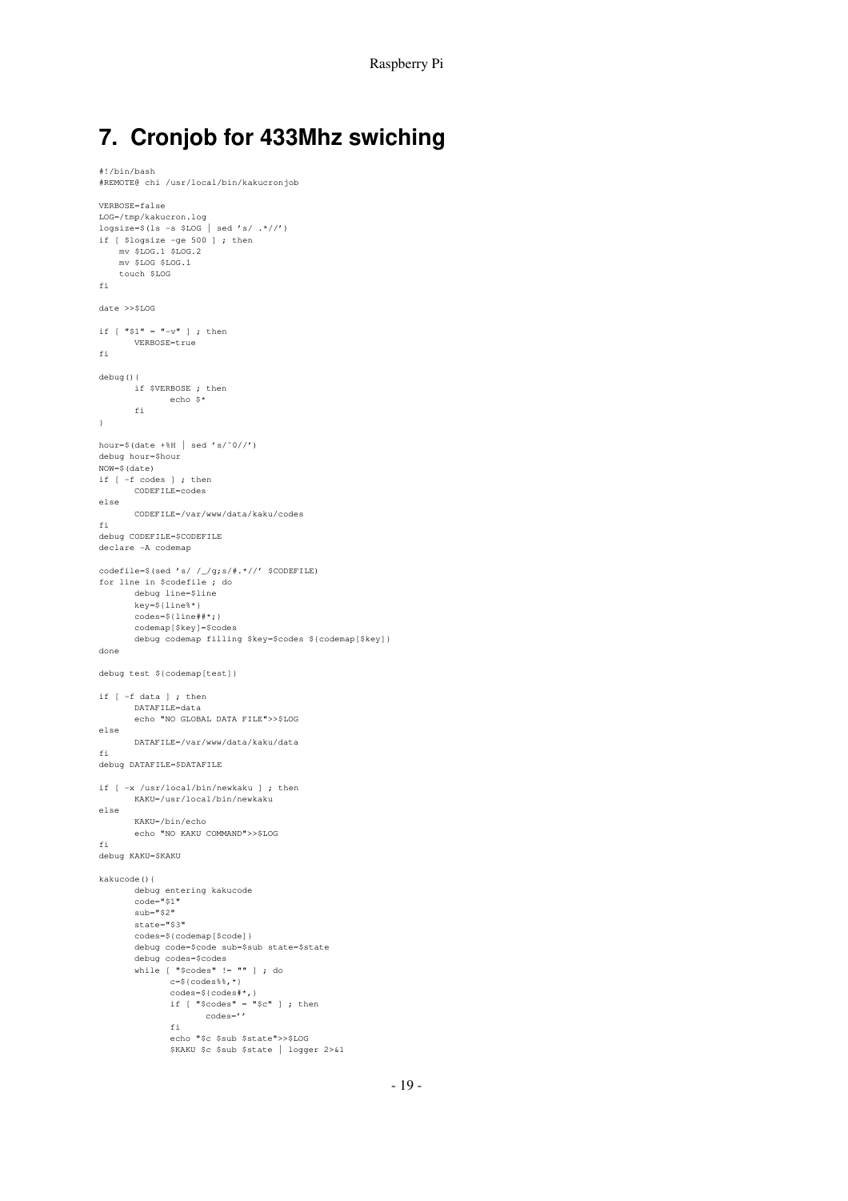# 7. Cronjob for 433Mhz swiching

```
#!/bin/bash
#REMOTE@ chi /usr/local/bin/kakucronjob

VERBOSE=false
LOG=/tmp/kakucron.log
logsize=$(ls -s $LOG | sed 's/ .*//')
if [ $logsize -ge 500 ] ; then
    mv $LOG.1 $LOG.2
    mv $LOG $LOG.1
    touch $LOG
fi

date >>$LOG

if [ "$1" = "-v" ] ; then
        VERBOSE=true
fi

debug(){
        if $VERBOSE ; then
                echo $*
        fi
}

hour=$(date +%H | sed 's/^0//')
debug hour=$hour
NOW=$(date)
if [ -f codes ] ; then
        CODEFILE=codes
else
        CODEFILE=/var/www/data/kaku/codes
fi
debug CODEFILE=$CODEFILE
declare -A codemap

codefile=$(sed 's/ /_/g;s/#.*//' $CODEFILE)
for line in $codefile ; do
        debug line=$line
        key=${line%*}
        codes=${line##*;}
        codemap[$key]=$codes
        debug codemap filling $key=$codes ${codemap[$key]}
done

debug test ${codemap[test]}

if [ -f data ] ; then
        DATAFILE=data
        echo "NO GLOBAL DATA FILE">>$LOG
else
        DATAFILE=/var/www/data/kaku/data
fi
debug DATAFILE=$DATAFILE

if [ -x /usr/local/bin/newkaku ] ; then
        KAKU=/usr/local/bin/newkaku
else
        KAKU=/bin/echo
        echo "NO KAKU COMMAND">>$LOG
fi
debug KAKU=$KAKU

kakucode(){
        debug entering kakucode
        code="$1"
        sub="$2"
        state="$3"
        codes=${codemap[$code]}
        debug code=$code sub=$sub state=$state
        debug codes=$codes
        while [ "$codes" != "" ] ; do
                c=${codes%%,*}
                codes=${codes#*,}
                if [ "$codes" = "$c" ] ; then
                        codes=''
                fi
                echo "$c $sub $state">>$LOG
                $KAKU $c $sub $state | logger 2>&1
```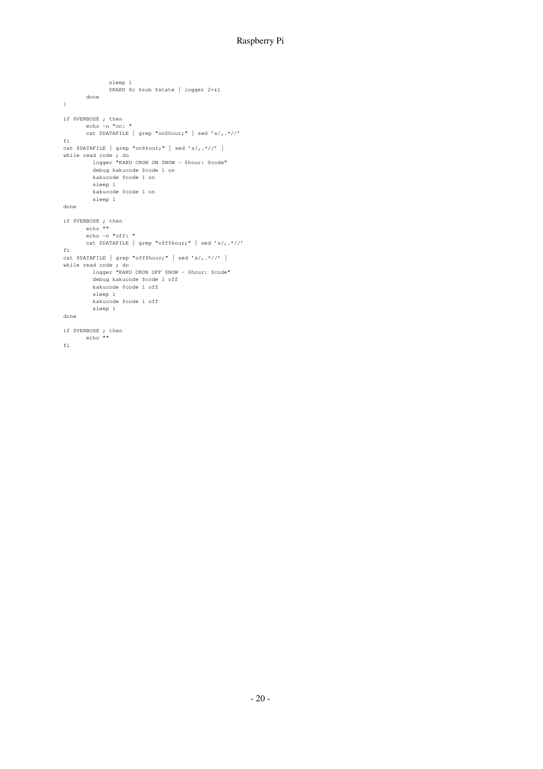```
                sleep 1
                $KAKU $c $sub $state | logger 2>&1
        done
}

if $VERBOSE ; then
        echo -n "on: "
        cat $DATAFILE | grep "on$hour;" | sed 's/,.*//'
fi
cat $DATAFILE | grep "on$hour;" | sed 's/,.*//' |
while read code ; do
          logger "KAKU CRON ON $NOW - $hour: $code"
          debug kakucode $code 1 on
          kakucode $code 1 on
          sleep 1
          kakucode $code 1 on
          sleep 1
done

if $VERBOSE ; then
        echo ""
        echo -n "off: "
        cat $DATAFILE | grep "off$hour;" | sed 's/,.*//'
fi
cat $DATAFILE | grep "off$hour;" | sed 's/,.*//' |
while read code ; do
          logger "KAKU CRON OFF $NOW - $hour: $code"
          debug kakucode $code 1 off
          kakucode $code 1 off
          sleep 1
          kakucode $code 1 off
          sleep 1
done

if $VERBOSE ; then
        echo ""
fi
```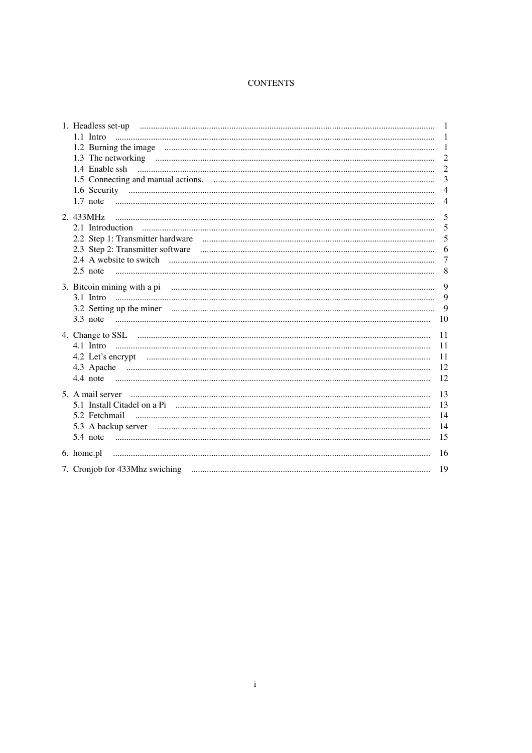# CONTENTS

1. Headless set-up ........ 1
   - 1.1 Intro ........ 1
   - 1.2 Burning the image ........ 1
   - 1.3 The networking ........ 2
   - 1.4 Enable ssh ........ 2
   - 1.5 Connecting and manual actions. ........ 3
   - 1.6 Security ........ 4
   - 1.7 note ........ 4
2. 433MHz ........ 5
   - 2.1 Introduction ........ 5
   - 2.2 Step 1: Transmitter hardware ........ 5
   - 2.3 Step 2: Transmitter software ........ 6
   - 2.4 A website to switch ........ 7
   - 2.5 note ........ 8
3. Bitcoin mining with a pi ........ 9
   - 3.1 Intro ........ 9
   - 3.2 Setting up the miner ........ 9
   - 3.3 note ........ 10
4. Change to SSL ........ 11
   - 4.1 Intro ........ 11
   - 4.2 Let's encrypt ........ 11
   - 4.3 Apache ........ 12
   - 4.4 note ........ 12
5. A mail server ........ 13
   - 5.1 Install Citadel on a Pi ........ 13
   - 5.2 Fetchmail ........ 14
   - 5.3 A backup server ........ 14
   - 5.4 note ........ 15
6. home.pl ........ 16
7. Cronjob for 433Mhz swiching ........ 19